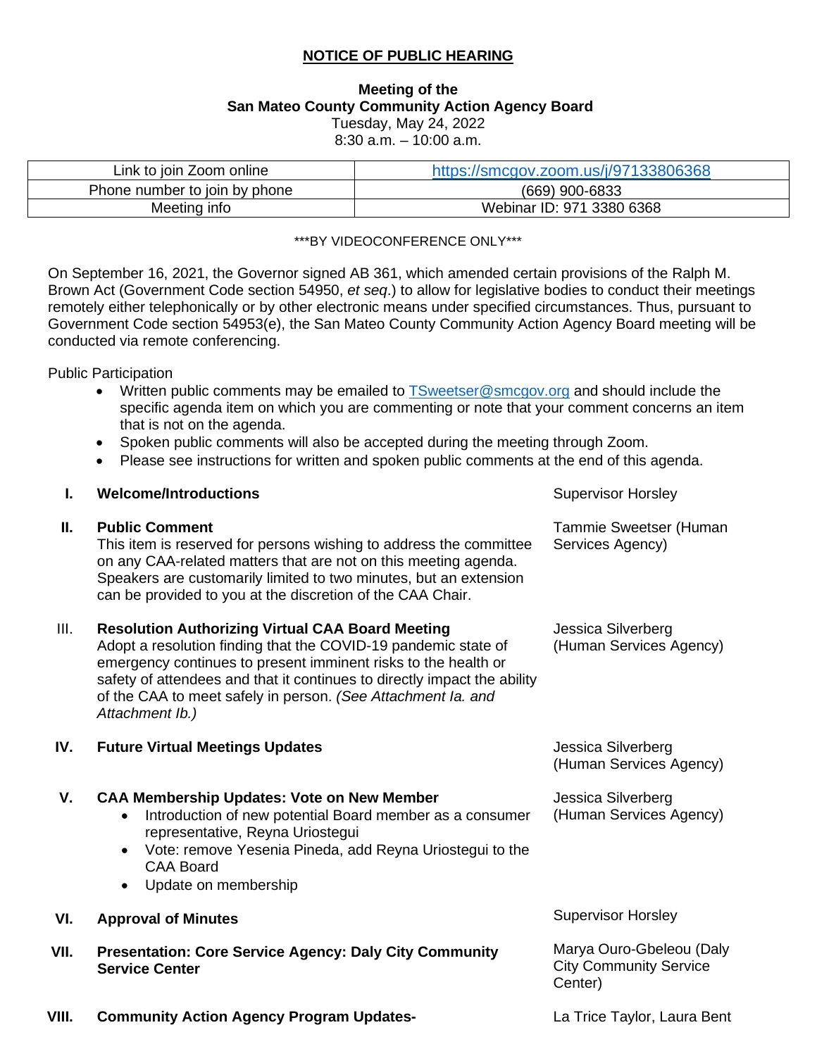**NOTICE OF PUBLIC HEARING**

**Meeting of the**
**San Mateo County Community Action Agency Board**
Tuesday, May 24, 2022
8:30 a.m. – 10:00 a.m.

| Link to join Zoom online | https://smcgov.zoom.us/j/97133806368 |
|---|---|
| Phone number to join by phone | (669) 900-6833 |
| Meeting info | Webinar ID: 971 3380 6368 |

\*\*\*BY VIDEOCONFERENCE ONLY\*\*\*

On September 16, 2021, the Governor signed AB 361, which amended certain provisions of the Ralph M. Brown Act (Government Code section 54950, *et seq*.) to allow for legislative bodies to conduct their meetings remotely either telephonically or by other electronic means under specified circumstances. Thus, pursuant to Government Code section 54953(e), the San Mateo County Community Action Agency Board meeting will be conducted via remote conferencing.

Public Participation

- Written public comments may be emailed to TSweetser@smcgov.org and should include the specific agenda item on which you are commenting or note that your comment concerns an item that is not on the agenda.
- Spoken public comments will also be accepted during the meeting through Zoom.
- Please see instructions for written and spoken public comments at the end of this agenda.

**I. Welcome/Introductions** — Supervisor Horsley

**II. Public Comment** — Tammie Sweetser (Human Services Agency)
This item is reserved for persons wishing to address the committee on any CAA-related matters that are not on this meeting agenda. Speakers are customarily limited to two minutes, but an extension can be provided to you at the discretion of the CAA Chair.

**III. Resolution Authorizing Virtual CAA Board Meeting** — Jessica Silverberg (Human Services Agency)
Adopt a resolution finding that the COVID-19 pandemic state of emergency continues to present imminent risks to the health or safety of attendees and that it continues to directly impact the ability of the CAA to meet safely in person. *(See Attachment Ia. and Attachment Ib.)*

**IV. Future Virtual Meetings Updates** — Jessica Silverberg (Human Services Agency)

**V. CAA Membership Updates: Vote on New Member** — Jessica Silverberg (Human Services Agency)
- Introduction of new potential Board member as a consumer representative, Reyna Uriostegui
- Vote: remove Yesenia Pineda, add Reyna Uriostegui to the CAA Board
- Update on membership

**VI. Approval of Minutes** — Supervisor Horsley

**VII. Presentation: Core Service Agency: Daly City Community Service Center** — Marya Ouro-Gbeleou (Daly City Community Service Center)

**VIII. Community Action Agency Program Updates-** — La Trice Taylor, Laura Bent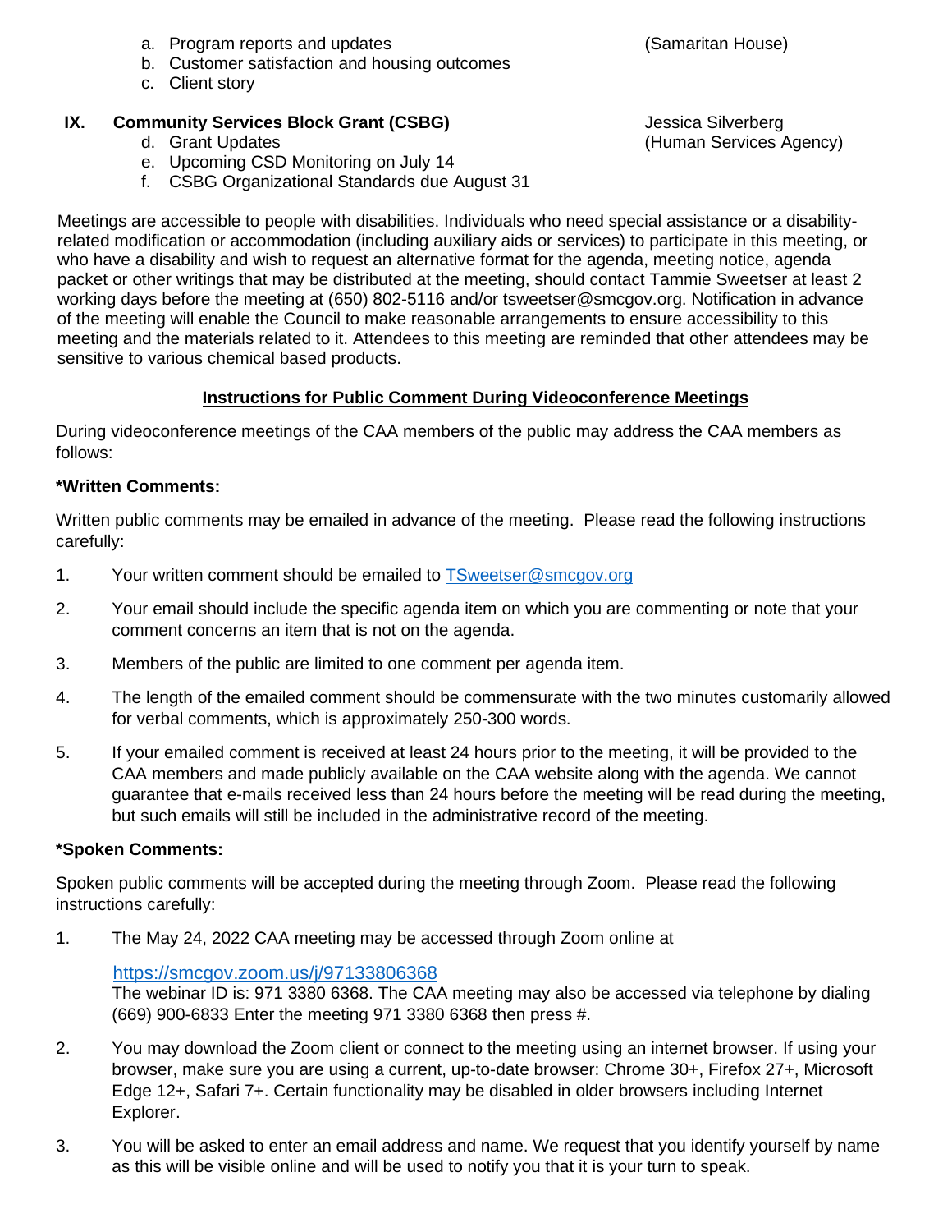a. Program reports and updates (Samaritan House)
b. Customer satisfaction and housing outcomes
c. Client story

**IX. Community Services Block Grant (CSBG)** Jessica Silverberg (Human Services Agency)

d. Grant Updates
e. Upcoming CSD Monitoring on July 14
f. CSBG Organizational Standards due August 31

Meetings are accessible to people with disabilities. Individuals who need special assistance or a disability-related modification or accommodation (including auxiliary aids or services) to participate in this meeting, or who have a disability and wish to request an alternative format for the agenda, meeting notice, agenda packet or other writings that may be distributed at the meeting, should contact Tammie Sweetser at least 2 working days before the meeting at (650) 802-5116 and/or tsweetser@smcgov.org. Notification in advance of the meeting will enable the Council to make reasonable arrangements to ensure accessibility to this meeting and the materials related to it. Attendees to this meeting are reminded that other attendees may be sensitive to various chemical based products.

## Instructions for Public Comment During Videoconference Meetings

During videoconference meetings of the CAA members of the public may address the CAA members as follows:

**\*Written Comments:**

Written public comments may be emailed in advance of the meeting. Please read the following instructions carefully:

1. Your written comment should be emailed to TSweetser@smcgov.org
2. Your email should include the specific agenda item on which you are commenting or note that your comment concerns an item that is not on the agenda.
3. Members of the public are limited to one comment per agenda item.
4. The length of the emailed comment should be commensurate with the two minutes customarily allowed for verbal comments, which is approximately 250-300 words.
5. If your emailed comment is received at least 24 hours prior to the meeting, it will be provided to the CAA members and made publicly available on the CAA website along with the agenda. We cannot guarantee that e-mails received less than 24 hours before the meeting will be read during the meeting, but such emails will still be included in the administrative record of the meeting.

**\*Spoken Comments:**

Spoken public comments will be accepted during the meeting through Zoom. Please read the following instructions carefully:

1. The May 24, 2022 CAA meeting may be accessed through Zoom online at https://smcgov.zoom.us/j/97133806368
   The webinar ID is: 971 3380 6368. The CAA meeting may also be accessed via telephone by dialing (669) 900-6833 Enter the meeting 971 3380 6368 then press #.
2. You may download the Zoom client or connect to the meeting using an internet browser. If using your browser, make sure you are using a current, up-to-date browser: Chrome 30+, Firefox 27+, Microsoft Edge 12+, Safari 7+. Certain functionality may be disabled in older browsers including Internet Explorer.
3. You will be asked to enter an email address and name. We request that you identify yourself by name as this will be visible online and will be used to notify you that it is your turn to speak.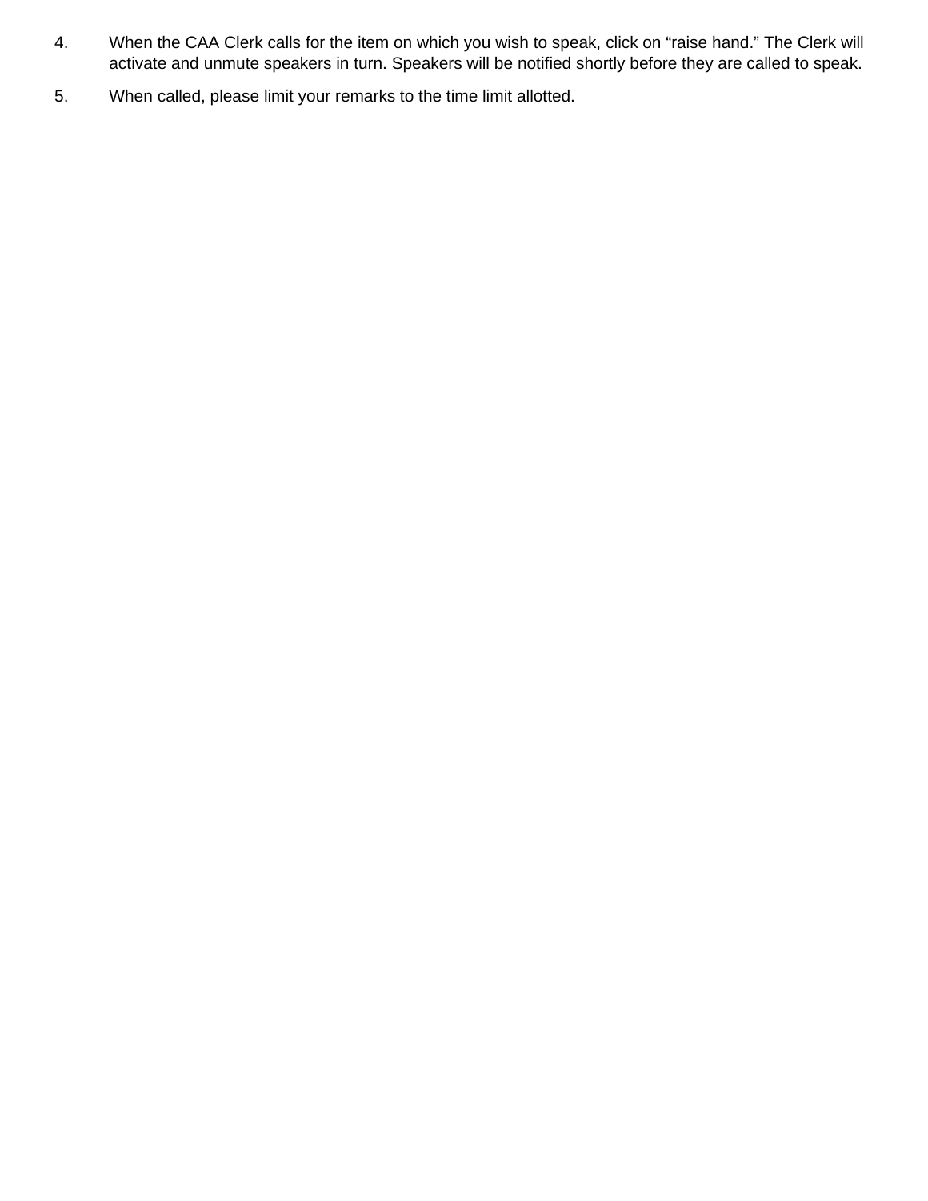4. When the CAA Clerk calls for the item on which you wish to speak, click on “raise hand.” The Clerk will activate and unmute speakers in turn. Speakers will be notified shortly before they are called to speak.

5. When called, please limit your remarks to the time limit allotted.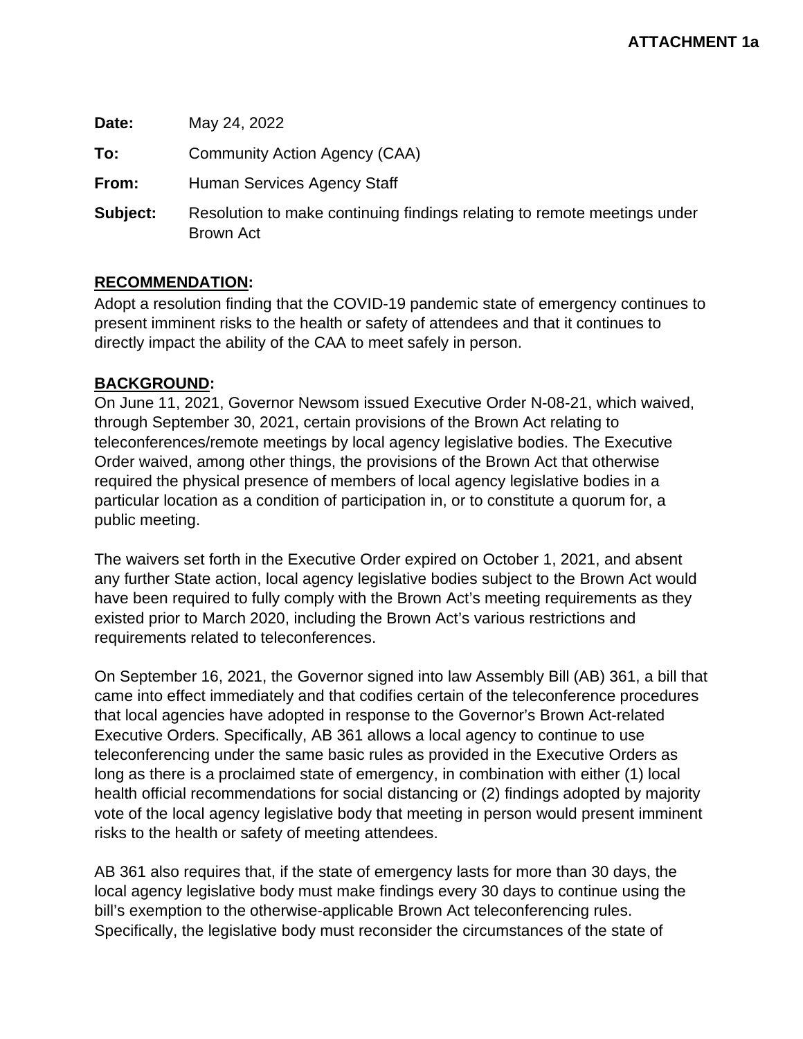**ATTACHMENT 1a**

**Date:** May 24, 2022

**To:** Community Action Agency (CAA)

**From:** Human Services Agency Staff

**Subject:** Resolution to make continuing findings relating to remote meetings under Brown Act

**RECOMMENDATION:**

Adopt a resolution finding that the COVID-19 pandemic state of emergency continues to present imminent risks to the health or safety of attendees and that it continues to directly impact the ability of the CAA to meet safely in person.

**BACKGROUND:**

On June 11, 2021, Governor Newsom issued Executive Order N-08-21, which waived, through September 30, 2021, certain provisions of the Brown Act relating to teleconferences/remote meetings by local agency legislative bodies. The Executive Order waived, among other things, the provisions of the Brown Act that otherwise required the physical presence of members of local agency legislative bodies in a particular location as a condition of participation in, or to constitute a quorum for, a public meeting.

The waivers set forth in the Executive Order expired on October 1, 2021, and absent any further State action, local agency legislative bodies subject to the Brown Act would have been required to fully comply with the Brown Act's meeting requirements as they existed prior to March 2020, including the Brown Act's various restrictions and requirements related to teleconferences.

On September 16, 2021, the Governor signed into law Assembly Bill (AB) 361, a bill that came into effect immediately and that codifies certain of the teleconference procedures that local agencies have adopted in response to the Governor's Brown Act-related Executive Orders. Specifically, AB 361 allows a local agency to continue to use teleconferencing under the same basic rules as provided in the Executive Orders as long as there is a proclaimed state of emergency, in combination with either (1) local health official recommendations for social distancing or (2) findings adopted by majority vote of the local agency legislative body that meeting in person would present imminent risks to the health or safety of meeting attendees.

AB 361 also requires that, if the state of emergency lasts for more than 30 days, the local agency legislative body must make findings every 30 days to continue using the bill's exemption to the otherwise-applicable Brown Act teleconferencing rules. Specifically, the legislative body must reconsider the circumstances of the state of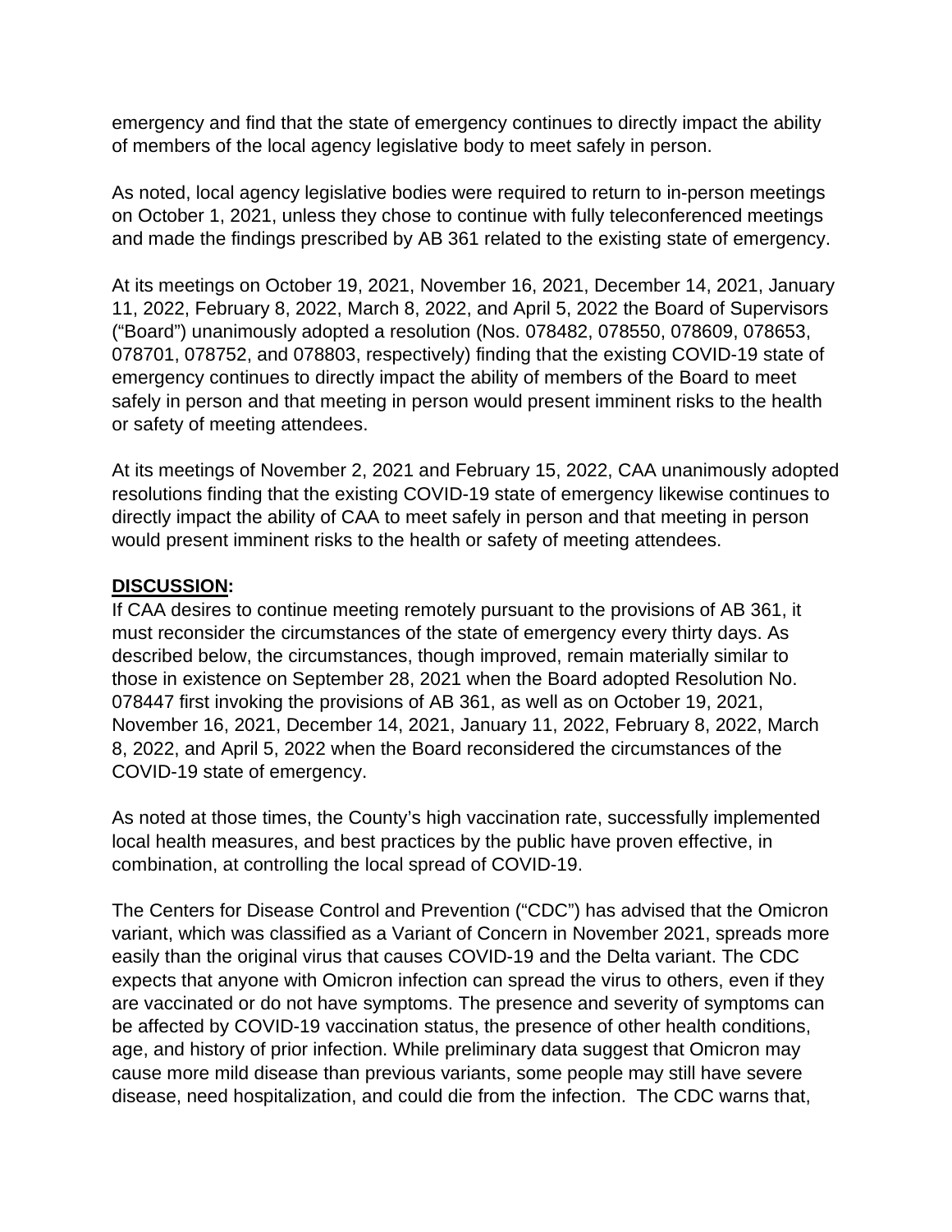emergency and find that the state of emergency continues to directly impact the ability of members of the local agency legislative body to meet safely in person.

As noted, local agency legislative bodies were required to return to in-person meetings on October 1, 2021, unless they chose to continue with fully teleconferenced meetings and made the findings prescribed by AB 361 related to the existing state of emergency.

At its meetings on October 19, 2021, November 16, 2021, December 14, 2021, January 11, 2022, February 8, 2022, March 8, 2022, and April 5, 2022 the Board of Supervisors ("Board") unanimously adopted a resolution (Nos. 078482, 078550, 078609, 078653, 078701, 078752, and 078803, respectively) finding that the existing COVID-19 state of emergency continues to directly impact the ability of members of the Board to meet safely in person and that meeting in person would present imminent risks to the health or safety of meeting attendees.

At its meetings of November 2, 2021 and February 15, 2022, CAA unanimously adopted resolutions finding that the existing COVID-19 state of emergency likewise continues to directly impact the ability of CAA to meet safely in person and that meeting in person would present imminent risks to the health or safety of meeting attendees.

**DISCUSSION:**

If CAA desires to continue meeting remotely pursuant to the provisions of AB 361, it must reconsider the circumstances of the state of emergency every thirty days. As described below, the circumstances, though improved, remain materially similar to those in existence on September 28, 2021 when the Board adopted Resolution No. 078447 first invoking the provisions of AB 361, as well as on October 19, 2021, November 16, 2021, December 14, 2021, January 11, 2022, February 8, 2022, March 8, 2022, and April 5, 2022 when the Board reconsidered the circumstances of the COVID-19 state of emergency.

As noted at those times, the County's high vaccination rate, successfully implemented local health measures, and best practices by the public have proven effective, in combination, at controlling the local spread of COVID-19.

The Centers for Disease Control and Prevention ("CDC") has advised that the Omicron variant, which was classified as a Variant of Concern in November 2021, spreads more easily than the original virus that causes COVID-19 and the Delta variant. The CDC expects that anyone with Omicron infection can spread the virus to others, even if they are vaccinated or do not have symptoms. The presence and severity of symptoms can be affected by COVID-19 vaccination status, the presence of other health conditions, age, and history of prior infection. While preliminary data suggest that Omicron may cause more mild disease than previous variants, some people may still have severe disease, need hospitalization, and could die from the infection. The CDC warns that,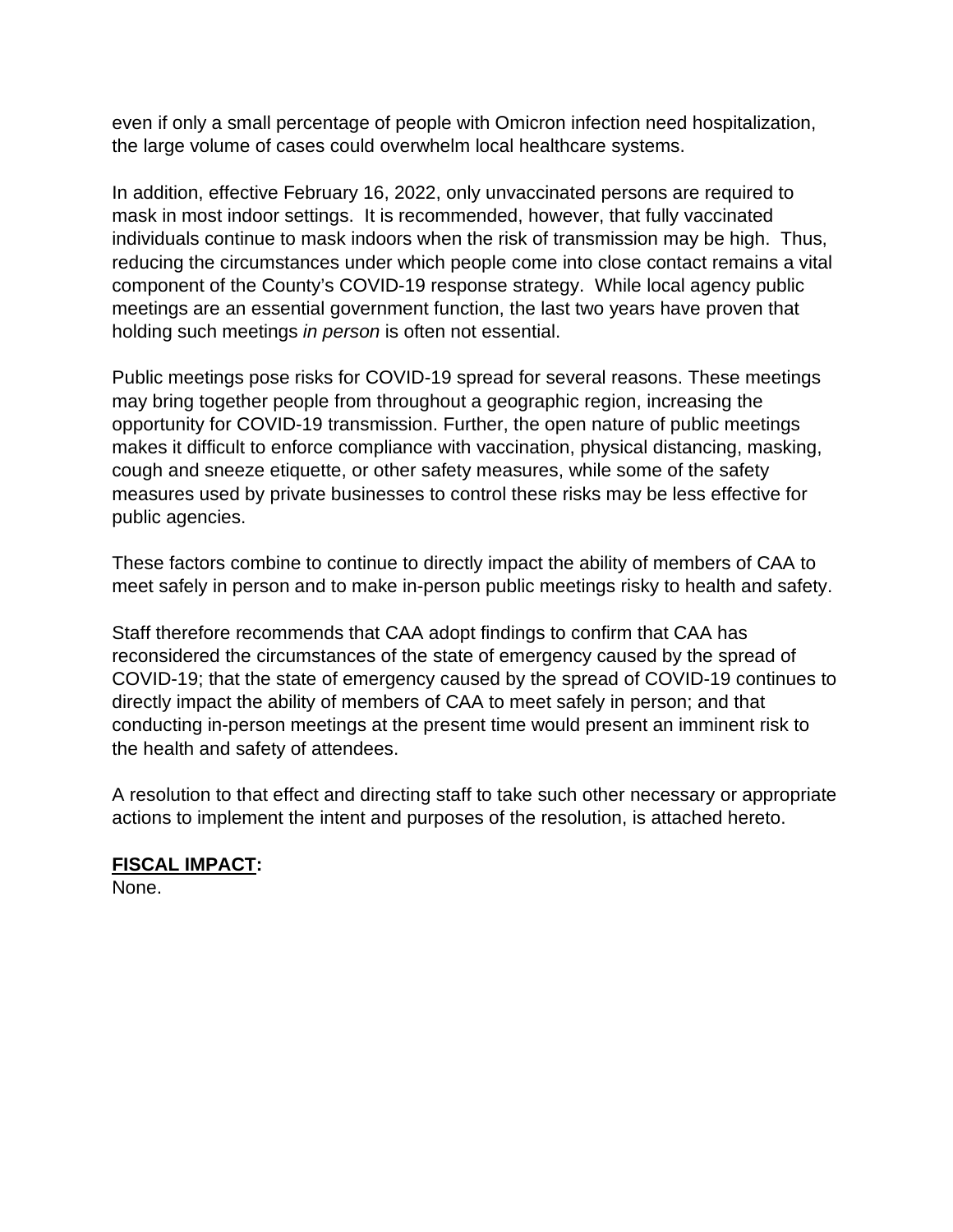even if only a small percentage of people with Omicron infection need hospitalization, the large volume of cases could overwhelm local healthcare systems.

In addition, effective February 16, 2022, only unvaccinated persons are required to mask in most indoor settings. It is recommended, however, that fully vaccinated individuals continue to mask indoors when the risk of transmission may be high. Thus, reducing the circumstances under which people come into close contact remains a vital component of the County's COVID-19 response strategy. While local agency public meetings are an essential government function, the last two years have proven that holding such meetings *in person* is often not essential.

Public meetings pose risks for COVID-19 spread for several reasons. These meetings may bring together people from throughout a geographic region, increasing the opportunity for COVID-19 transmission. Further, the open nature of public meetings makes it difficult to enforce compliance with vaccination, physical distancing, masking, cough and sneeze etiquette, or other safety measures, while some of the safety measures used by private businesses to control these risks may be less effective for public agencies.

These factors combine to continue to directly impact the ability of members of CAA to meet safely in person and to make in-person public meetings risky to health and safety.

Staff therefore recommends that CAA adopt findings to confirm that CAA has reconsidered the circumstances of the state of emergency caused by the spread of COVID-19; that the state of emergency caused by the spread of COVID-19 continues to directly impact the ability of members of CAA to meet safely in person; and that conducting in-person meetings at the present time would present an imminent risk to the health and safety of attendees.

A resolution to that effect and directing staff to take such other necessary or appropriate actions to implement the intent and purposes of the resolution, is attached hereto.

**FISCAL IMPACT:**
None.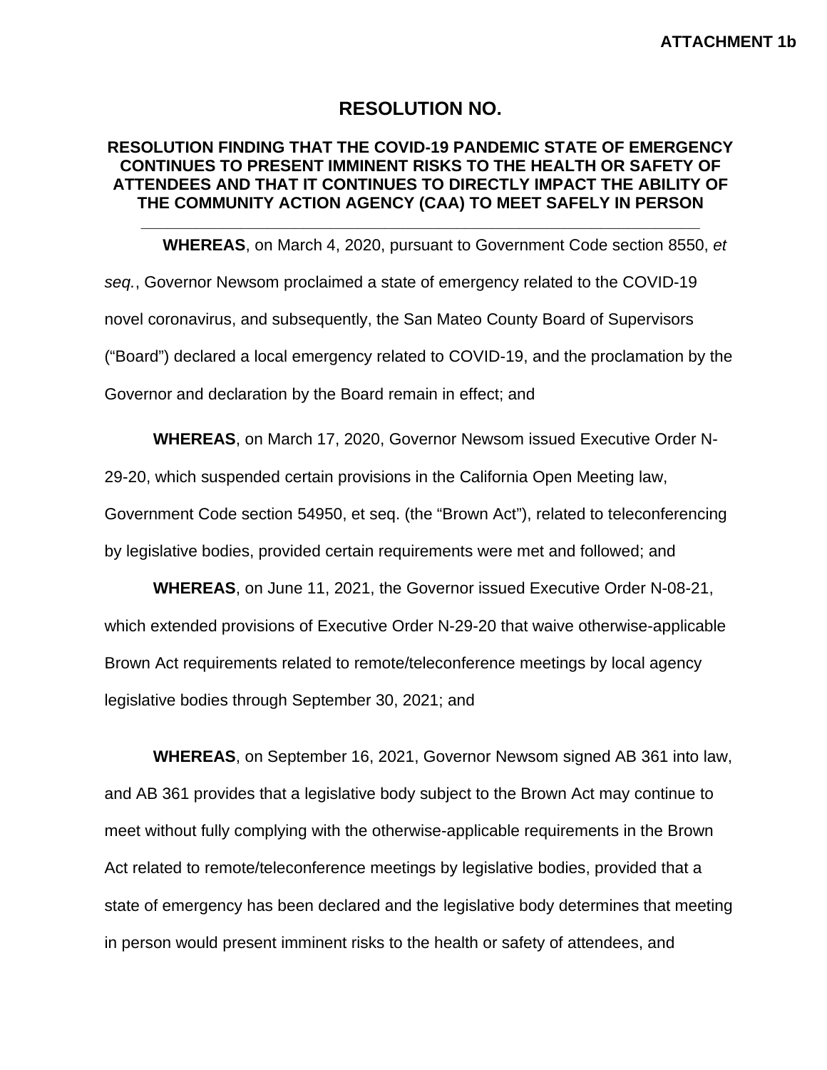**ATTACHMENT 1b**

# RESOLUTION NO.

## RESOLUTION FINDING THAT THE COVID-19 PANDEMIC STATE OF EMERGENCY CONTINUES TO PRESENT IMMINENT RISKS TO THE HEALTH OR SAFETY OF ATTENDEES AND THAT IT CONTINUES TO DIRECTLY IMPACT THE ABILITY OF THE COMMUNITY ACTION AGENCY (CAA) TO MEET SAFELY IN PERSON

---

**WHEREAS**, on March 4, 2020, pursuant to Government Code section 8550, *et seq.*, Governor Newsom proclaimed a state of emergency related to the COVID-19 novel coronavirus, and subsequently, the San Mateo County Board of Supervisors ("Board") declared a local emergency related to COVID-19, and the proclamation by the Governor and declaration by the Board remain in effect; and

**WHEREAS**, on March 17, 2020, Governor Newsom issued Executive Order N-29-20, which suspended certain provisions in the California Open Meeting law, Government Code section 54950, et seq. (the "Brown Act"), related to teleconferencing by legislative bodies, provided certain requirements were met and followed; and

**WHEREAS**, on June 11, 2021, the Governor issued Executive Order N-08-21, which extended provisions of Executive Order N-29-20 that waive otherwise-applicable Brown Act requirements related to remote/teleconference meetings by local agency legislative bodies through September 30, 2021; and

**WHEREAS**, on September 16, 2021, Governor Newsom signed AB 361 into law, and AB 361 provides that a legislative body subject to the Brown Act may continue to meet without fully complying with the otherwise-applicable requirements in the Brown Act related to remote/teleconference meetings by legislative bodies, provided that a state of emergency has been declared and the legislative body determines that meeting in person would present imminent risks to the health or safety of attendees, and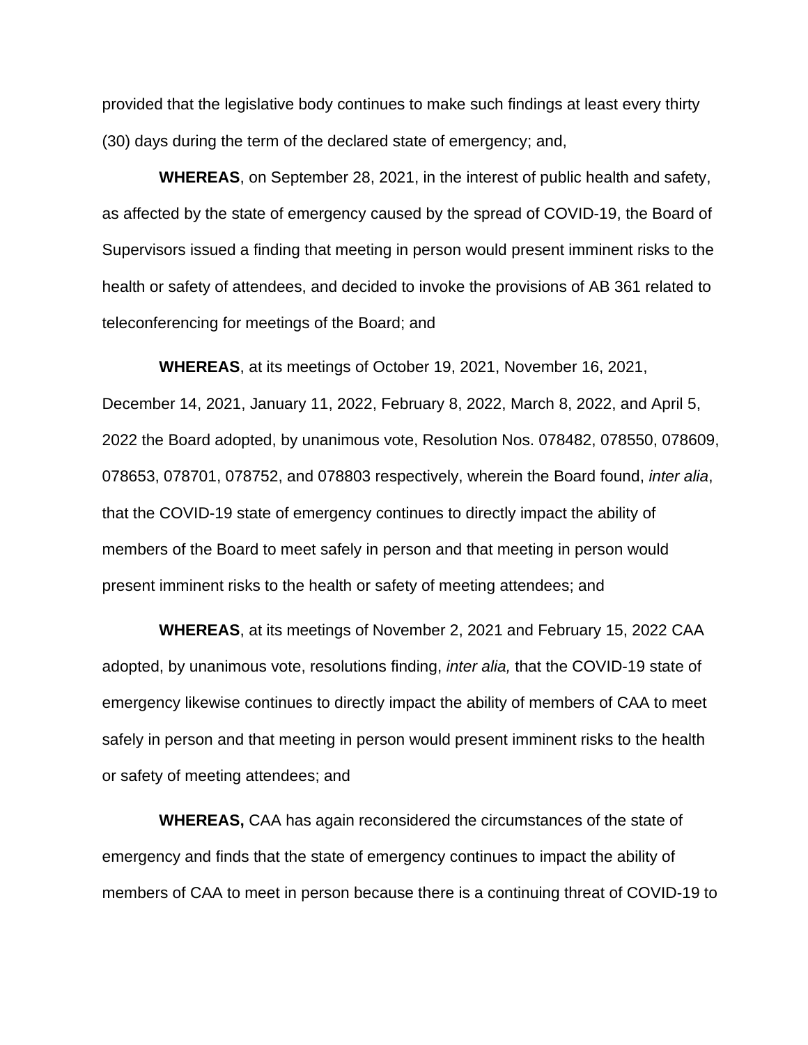provided that the legislative body continues to make such findings at least every thirty (30) days during the term of the declared state of emergency; and,

**WHEREAS**, on September 28, 2021, in the interest of public health and safety, as affected by the state of emergency caused by the spread of COVID-19, the Board of Supervisors issued a finding that meeting in person would present imminent risks to the health or safety of attendees, and decided to invoke the provisions of AB 361 related to teleconferencing for meetings of the Board; and

**WHEREAS**, at its meetings of October 19, 2021, November 16, 2021, December 14, 2021, January 11, 2022, February 8, 2022, March 8, 2022, and April 5, 2022 the Board adopted, by unanimous vote, Resolution Nos. 078482, 078550, 078609, 078653, 078701, 078752, and 078803 respectively, wherein the Board found, *inter alia*, that the COVID-19 state of emergency continues to directly impact the ability of members of the Board to meet safely in person and that meeting in person would present imminent risks to the health or safety of meeting attendees; and

**WHEREAS**, at its meetings of November 2, 2021 and February 15, 2022 CAA adopted, by unanimous vote, resolutions finding, *inter alia,* that the COVID-19 state of emergency likewise continues to directly impact the ability of members of CAA to meet safely in person and that meeting in person would present imminent risks to the health or safety of meeting attendees; and

**WHEREAS,** CAA has again reconsidered the circumstances of the state of emergency and finds that the state of emergency continues to impact the ability of members of CAA to meet in person because there is a continuing threat of COVID-19 to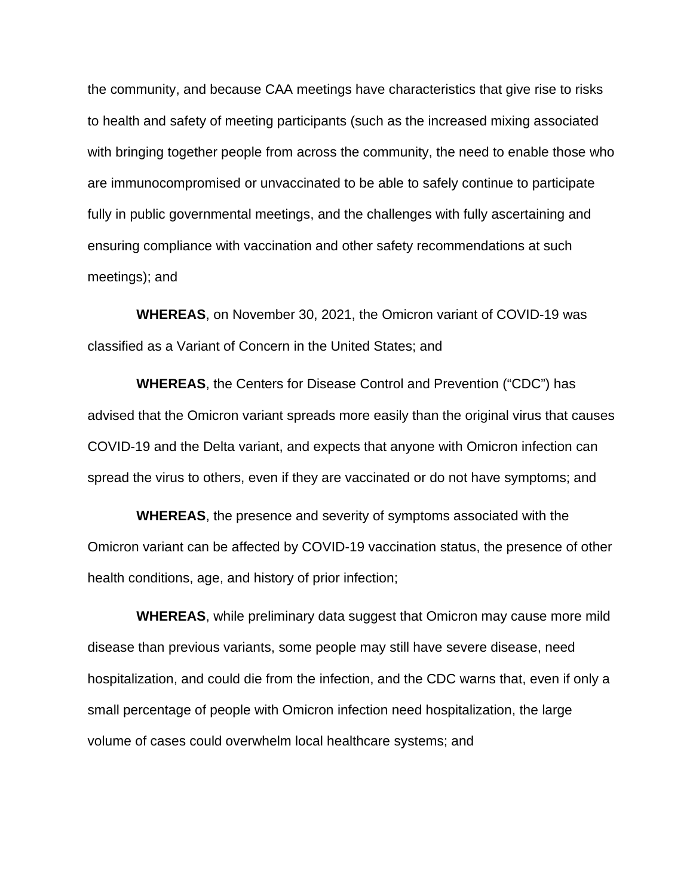the community, and because CAA meetings have characteristics that give rise to risks to health and safety of meeting participants (such as the increased mixing associated with bringing together people from across the community, the need to enable those who are immunocompromised or unvaccinated to be able to safely continue to participate fully in public governmental meetings, and the challenges with fully ascertaining and ensuring compliance with vaccination and other safety recommendations at such meetings); and

**WHEREAS**, on November 30, 2021, the Omicron variant of COVID-19 was classified as a Variant of Concern in the United States; and

**WHEREAS**, the Centers for Disease Control and Prevention ("CDC") has advised that the Omicron variant spreads more easily than the original virus that causes COVID-19 and the Delta variant, and expects that anyone with Omicron infection can spread the virus to others, even if they are vaccinated or do not have symptoms; and

**WHEREAS**, the presence and severity of symptoms associated with the Omicron variant can be affected by COVID-19 vaccination status, the presence of other health conditions, age, and history of prior infection;

**WHEREAS**, while preliminary data suggest that Omicron may cause more mild disease than previous variants, some people may still have severe disease, need hospitalization, and could die from the infection, and the CDC warns that, even if only a small percentage of people with Omicron infection need hospitalization, the large volume of cases could overwhelm local healthcare systems; and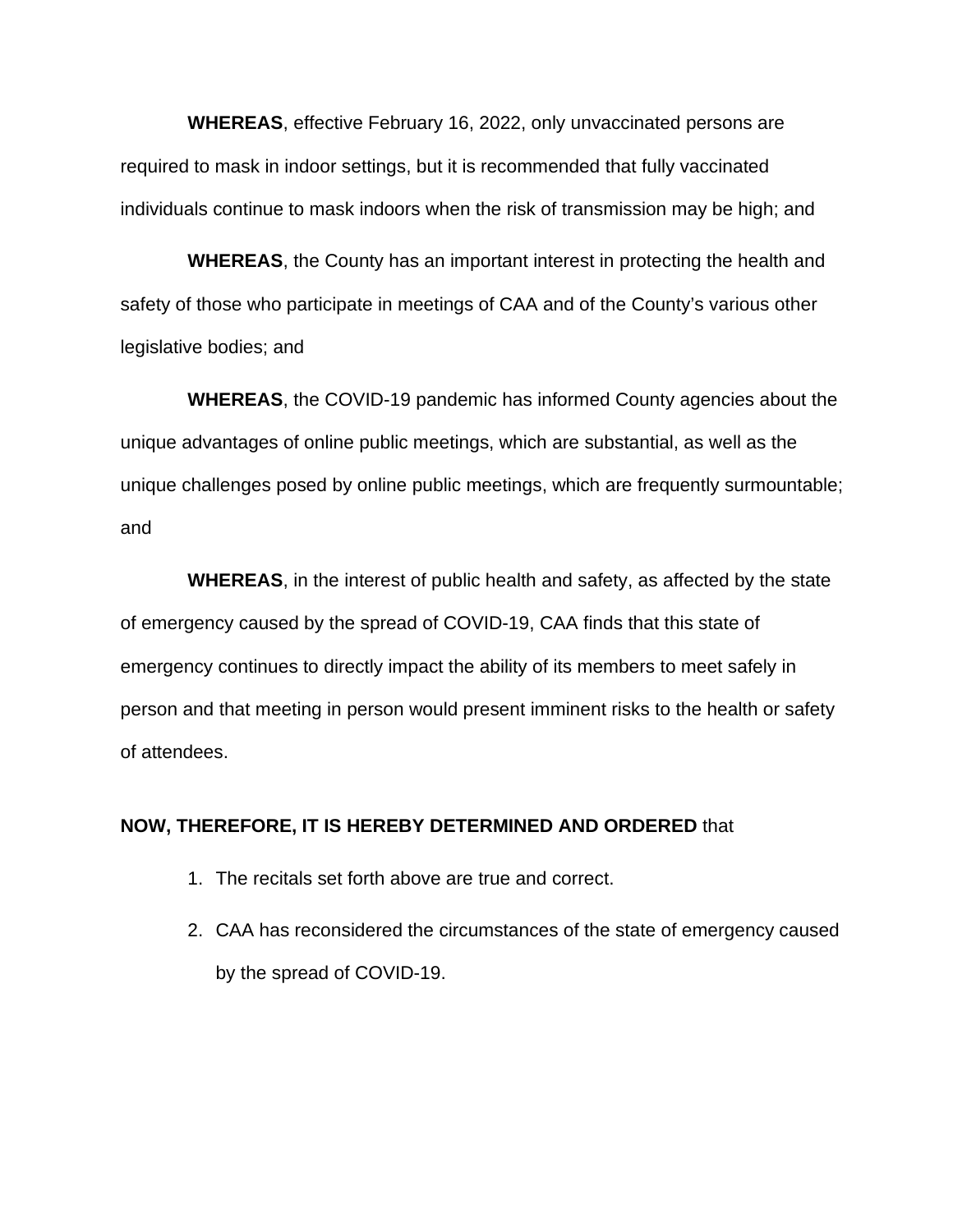**WHEREAS**, effective February 16, 2022, only unvaccinated persons are required to mask in indoor settings, but it is recommended that fully vaccinated individuals continue to mask indoors when the risk of transmission may be high; and

**WHEREAS**, the County has an important interest in protecting the health and safety of those who participate in meetings of CAA and of the County's various other legislative bodies; and

**WHEREAS**, the COVID-19 pandemic has informed County agencies about the unique advantages of online public meetings, which are substantial, as well as the unique challenges posed by online public meetings, which are frequently surmountable; and

**WHEREAS**, in the interest of public health and safety, as affected by the state of emergency caused by the spread of COVID-19, CAA finds that this state of emergency continues to directly impact the ability of its members to meet safely in person and that meeting in person would present imminent risks to the health or safety of attendees.

**NOW, THEREFORE, IT IS HEREBY DETERMINED AND ORDERED** that

1. The recitals set forth above are true and correct.
2. CAA has reconsidered the circumstances of the state of emergency caused by the spread of COVID-19.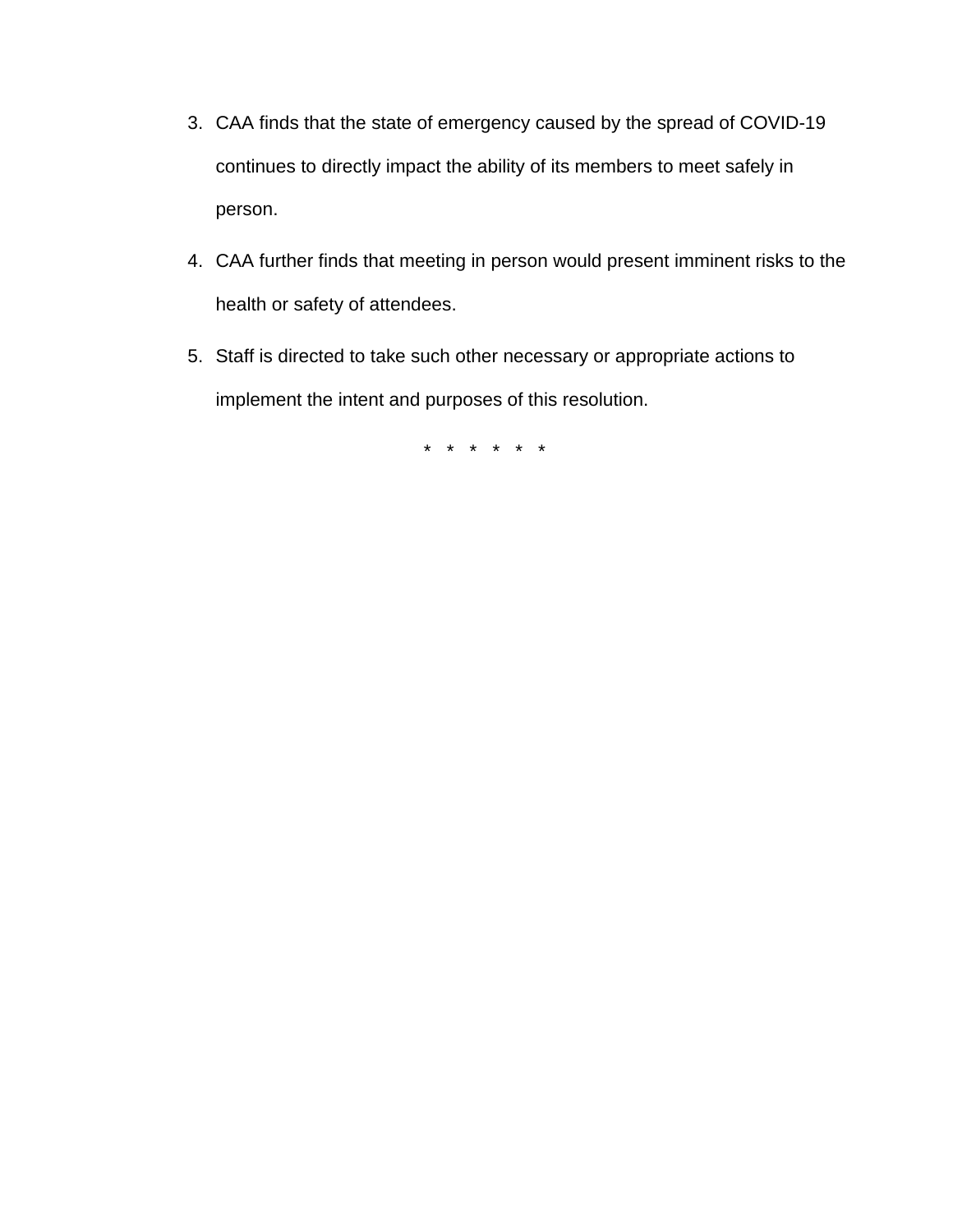3. CAA finds that the state of emergency caused by the spread of COVID-19 continues to directly impact the ability of its members to meet safely in person.

4. CAA further finds that meeting in person would present imminent risks to the health or safety of attendees.

5. Staff is directed to take such other necessary or appropriate actions to implement the intent and purposes of this resolution.

\* \* \* \* \* \*